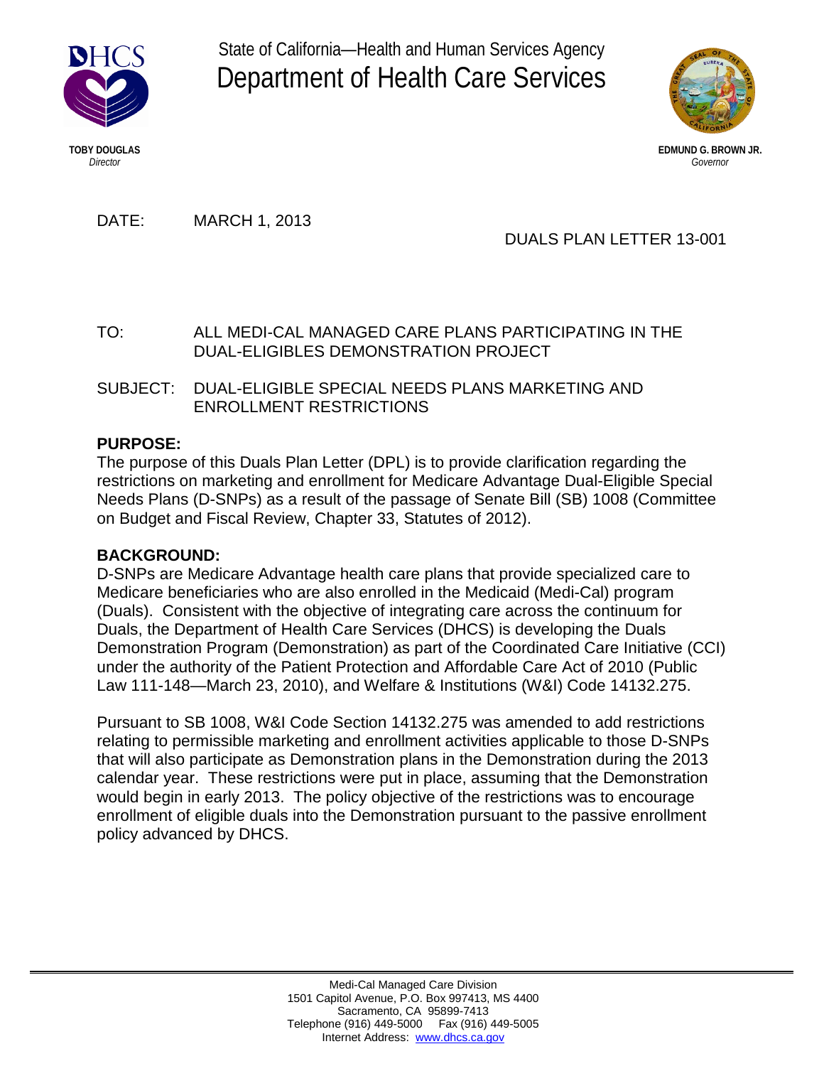State of California—Health and Human Services Agency

# Department of Health Care Services

**TOBY DOUGLAS**
*Director*

**EDMUND G. BROWN JR.**
*Governor*

DATE: MARCH 1, 2013

DUALS PLAN LETTER 13-001

TO: ALL MEDI-CAL MANAGED CARE PLANS PARTICIPATING IN THE DUAL-ELIGIBLES DEMONSTRATION PROJECT

SUBJECT: DUAL-ELIGIBLE SPECIAL NEEDS PLANS MARKETING AND ENROLLMENT RESTRICTIONS

**PURPOSE:**

The purpose of this Duals Plan Letter (DPL) is to provide clarification regarding the restrictions on marketing and enrollment for Medicare Advantage Dual-Eligible Special Needs Plans (D-SNPs) as a result of the passage of Senate Bill (SB) 1008 (Committee on Budget and Fiscal Review, Chapter 33, Statutes of 2012).

**BACKGROUND:**

D-SNPs are Medicare Advantage health care plans that provide specialized care to Medicare beneficiaries who are also enrolled in the Medicaid (Medi-Cal) program (Duals). Consistent with the objective of integrating care across the continuum for Duals, the Department of Health Care Services (DHCS) is developing the Duals Demonstration Program (Demonstration) as part of the Coordinated Care Initiative (CCI) under the authority of the Patient Protection and Affordable Care Act of 2010 (Public Law 111-148—March 23, 2010), and Welfare & Institutions (W&I) Code 14132.275.

Pursuant to SB 1008, W&I Code Section 14132.275 was amended to add restrictions relating to permissible marketing and enrollment activities applicable to those D-SNPs that will also participate as Demonstration plans in the Demonstration during the 2013 calendar year. These restrictions were put in place, assuming that the Demonstration would begin in early 2013. The policy objective of the restrictions was to encourage enrollment of eligible duals into the Demonstration pursuant to the passive enrollment policy advanced by DHCS.

Medi-Cal Managed Care Division
1501 Capitol Avenue, P.O. Box 997413, MS 4400
Sacramento, CA 95899-7413
Telephone (916) 449-5000 Fax (916) 449-5005
Internet Address: www.dhcs.ca.gov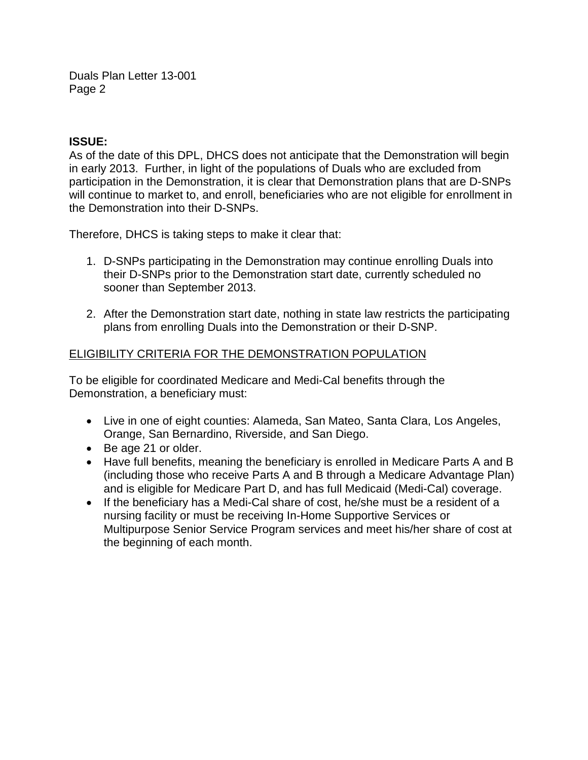**ISSUE:**
As of the date of this DPL, DHCS does not anticipate that the Demonstration will begin in early 2013. Further, in light of the populations of Duals who are excluded from participation in the Demonstration, it is clear that Demonstration plans that are D-SNPs will continue to market to, and enroll, beneficiaries who are not eligible for enrollment in the Demonstration into their D-SNPs.

Therefore, DHCS is taking steps to make it clear that:

1. D-SNPs participating in the Demonstration may continue enrolling Duals into their D-SNPs prior to the Demonstration start date, currently scheduled no sooner than September 2013.

2. After the Demonstration start date, nothing in state law restricts the participating plans from enrolling Duals into the Demonstration or their D-SNP.

<u>ELIGIBILITY CRITERIA FOR THE DEMONSTRATION POPULATION</u>

To be eligible for coordinated Medicare and Medi-Cal benefits through the Demonstration, a beneficiary must:

- Live in one of eight counties: Alameda, San Mateo, Santa Clara, Los Angeles, Orange, San Bernardino, Riverside, and San Diego.
- Be age 21 or older.
- Have full benefits, meaning the beneficiary is enrolled in Medicare Parts A and B (including those who receive Parts A and B through a Medicare Advantage Plan) and is eligible for Medicare Part D, and has full Medicaid (Medi-Cal) coverage.
- If the beneficiary has a Medi-Cal share of cost, he/she must be a resident of a nursing facility or must be receiving In-Home Supportive Services or Multipurpose Senior Service Program services and meet his/her share of cost at the beginning of each month.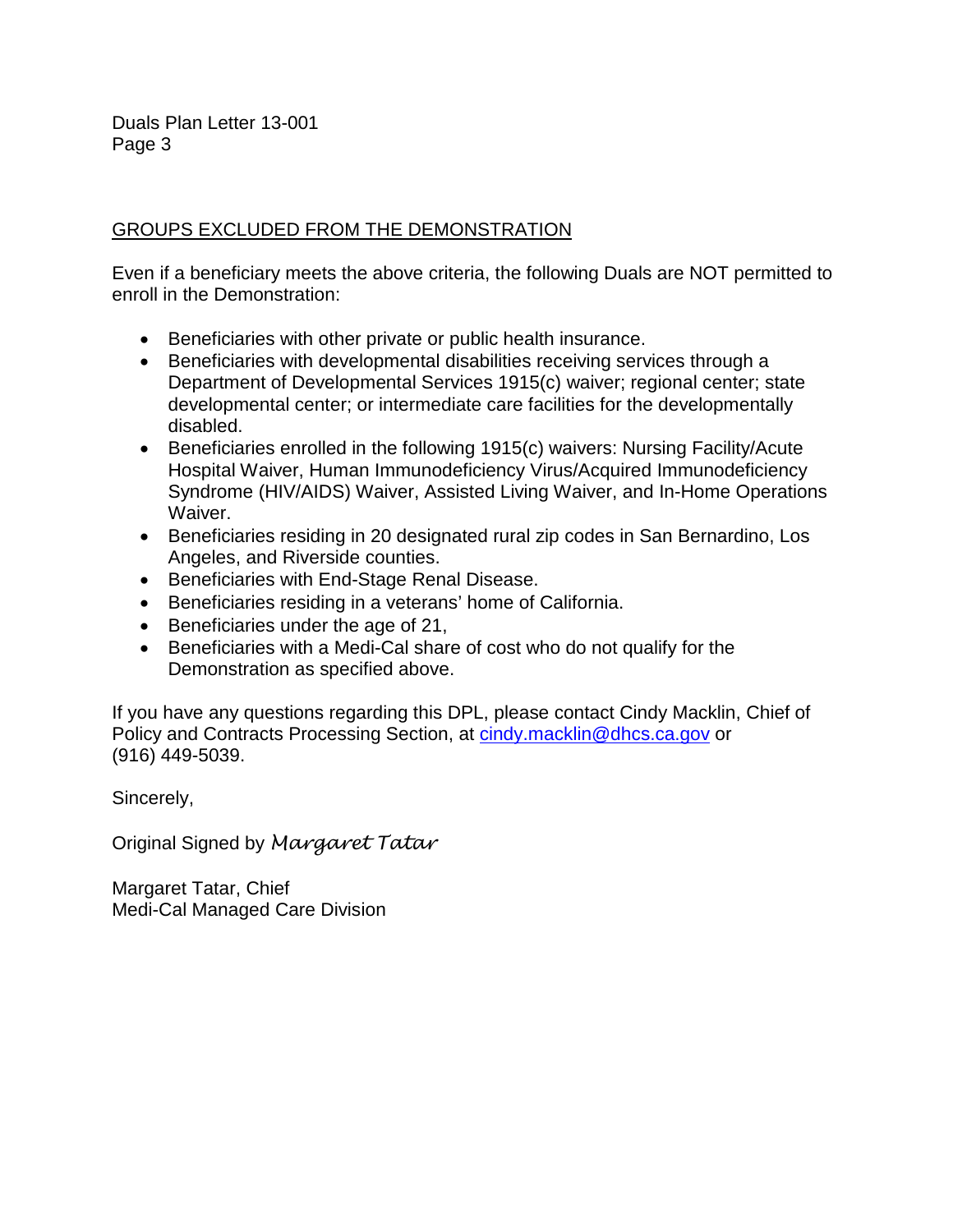## GROUPS EXCLUDED FROM THE DEMONSTRATION

Even if a beneficiary meets the above criteria, the following Duals are NOT permitted to enroll in the Demonstration:

- Beneficiaries with other private or public health insurance.
- Beneficiaries with developmental disabilities receiving services through a Department of Developmental Services 1915(c) waiver; regional center; state developmental center; or intermediate care facilities for the developmentally disabled.
- Beneficiaries enrolled in the following 1915(c) waivers: Nursing Facility/Acute Hospital Waiver, Human Immunodeficiency Virus/Acquired Immunodeficiency Syndrome (HIV/AIDS) Waiver, Assisted Living Waiver, and In-Home Operations Waiver.
- Beneficiaries residing in 20 designated rural zip codes in San Bernardino, Los Angeles, and Riverside counties.
- Beneficiaries with End-Stage Renal Disease.
- Beneficiaries residing in a veterans' home of California.
- Beneficiaries under the age of 21,
- Beneficiaries with a Medi-Cal share of cost who do not qualify for the Demonstration as specified above.

If you have any questions regarding this DPL, please contact Cindy Macklin, Chief of Policy and Contracts Processing Section, at cindy.macklin@dhcs.ca.gov or (916) 449-5039.

Sincerely,

Original Signed by *Margaret Tatar*

Margaret Tatar, Chief
Medi-Cal Managed Care Division